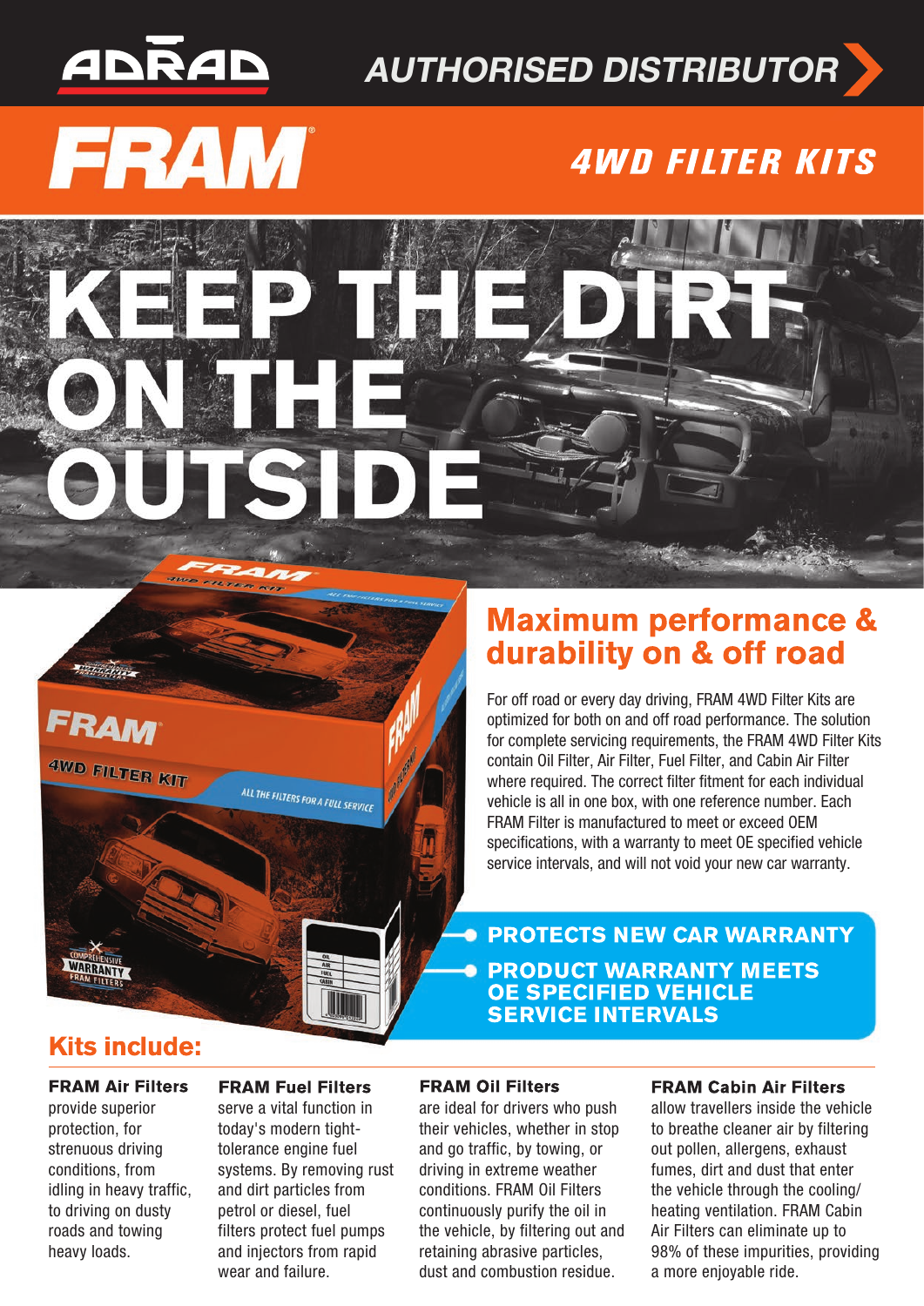ADRAD

AUTHORISED DISTRIBUTOR

FRAM

# 4WD FILTER KITS

# KEEP THE DIRT ON THE OUTSIDE

## Maximum performance & durability on & off road

For off road or every day driving, FRAM 4WD Filter Kits are optimized for both on and off road performance. The solution for complete servicing requirements, the FRAM 4WD Filter Kits contain Oil Filter, Air Filter, Fuel Filter, and Cabin Air Filter where required. The correct filter fitment for each individual vehicle is all in one box, with one reference number. Each FRAM Filter is manufactured to meet or exceed OEM specifications, with a warranty to meet OE specified vehicle service intervals, and will not void your new car warranty.

- **PROTECTS NEW CAR WARRANTY**
- **PRODUCT WARRANTY MEETS OE SPECIFIED VEHICLE SERVICE INTERVALS**

## Kits include:

**FRAM Air Filters** provide superior protection, for strenuous driving conditions, from idling in heavy traffic, to driving on dusty roads and towing heavy loads.

**FRAM Fuel Filters** serve a vital function in today's modern tight-tolerance engine fuel systems. By removing rust and dirt particles from petrol or diesel, fuel filters protect fuel pumps and injectors from rapid wear and failure.

**FRAM Oil Filters** are ideal for drivers who push their vehicles, whether in stop and go traffic, by towing, or driving in extreme weather conditions. FRAM Oil Filters continuously purify the oil in the vehicle, by filtering out and retaining abrasive particles, dust and combustion residue.

**FRAM Cabin Air Filters** allow travellers inside the vehicle to breathe cleaner air by filtering out pollen, allergens, exhaust fumes, dirt and dust that enter the vehicle through the cooling/ heating ventilation. FRAM Cabin Air Filters can eliminate up to 98% of these impurities, providing a more enjoyable ride.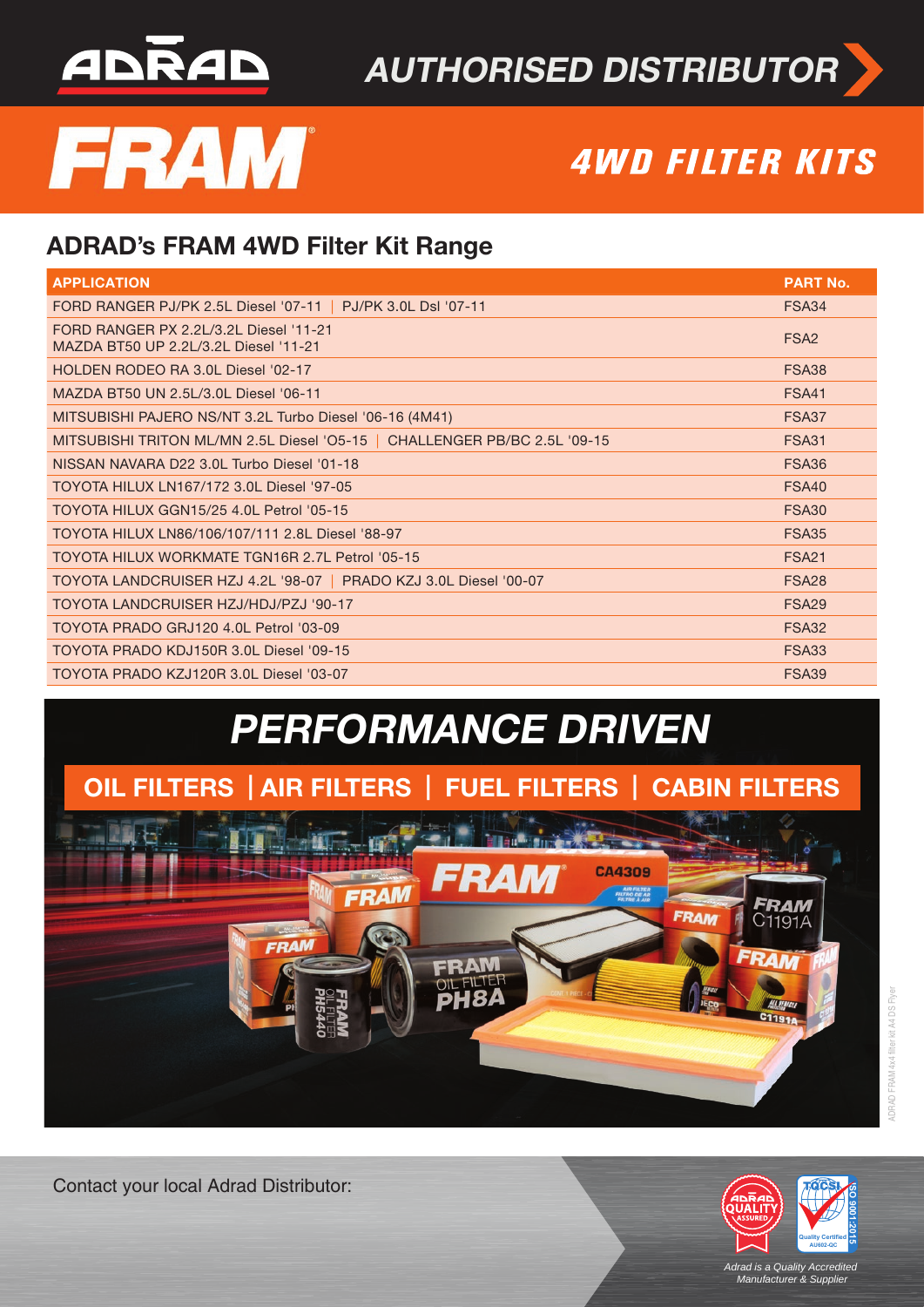ADRAD

AUTHORISED DISTRIBUTOR

# FRAM

## 4WD FILTER KITS

## ADRAD's FRAM 4WD Filter Kit Range

| APPLICATION | PART No. |
| --- | --- |
| FORD RANGER PJ/PK 2.5L Diesel '07-11 \| PJ/PK 3.0L Dsl '07-11 | FSA34 |
| FORD RANGER PX 2.2L/3.2L Diesel '11-21<br>MAZDA BT50 UP 2.2L/3.2L Diesel '11-21 | FSA2 |
| HOLDEN RODEO RA 3.0L Diesel '02-17 | FSA38 |
| MAZDA BT50 UN 2.5L/3.0L Diesel '06-11 | FSA41 |
| MITSUBISHI PAJERO NS/NT 3.2L Turbo Diesel '06-16 (4M41) | FSA37 |
| MITSUBISHI TRITON ML/MN 2.5L Diesel 'O5-15 \| CHALLENGER PB/BC 2.5L '09-15 | FSA31 |
| NISSAN NAVARA D22 3.0L Turbo Diesel '01-18 | FSA36 |
| TOYOTA HILUX LN167/172 3.0L Diesel '97-05 | FSA40 |
| TOYOTA HILUX GGN15/25 4.0L Petrol '05-15 | FSA30 |
| TOYOTA HILUX LN86/106/107/111 2.8L Diesel '88-97 | FSA35 |
| TOYOTA HILUX WORKMATE TGN16R 2.7L Petrol '05-15 | FSA21 |
| TOYOTA LANDCRUISER HZJ 4.2L '98-07 \| PRADO KZJ 3.0L Diesel '00-07 | FSA28 |
| TOYOTA LANDCRUISER HZJ/HDJ/PZJ '90-17 | FSA29 |
| TOYOTA PRADO GRJ120 4.0L Petrol '03-09 | FSA32 |
| TOYOTA PRADO KDJ150R 3.0L Diesel '09-15 | FSA33 |
| TOYOTA PRADO KZJ120R 3.0L Diesel '03-07 | FSA39 |

## PERFORMANCE DRIVEN

**OIL FILTERS | AIR FILTERS | FUEL FILTERS | CABIN FILTERS**

Contact your local Adrad Distributor:

*Adrad is a Quality Accredited Manufacturer & Supplier*